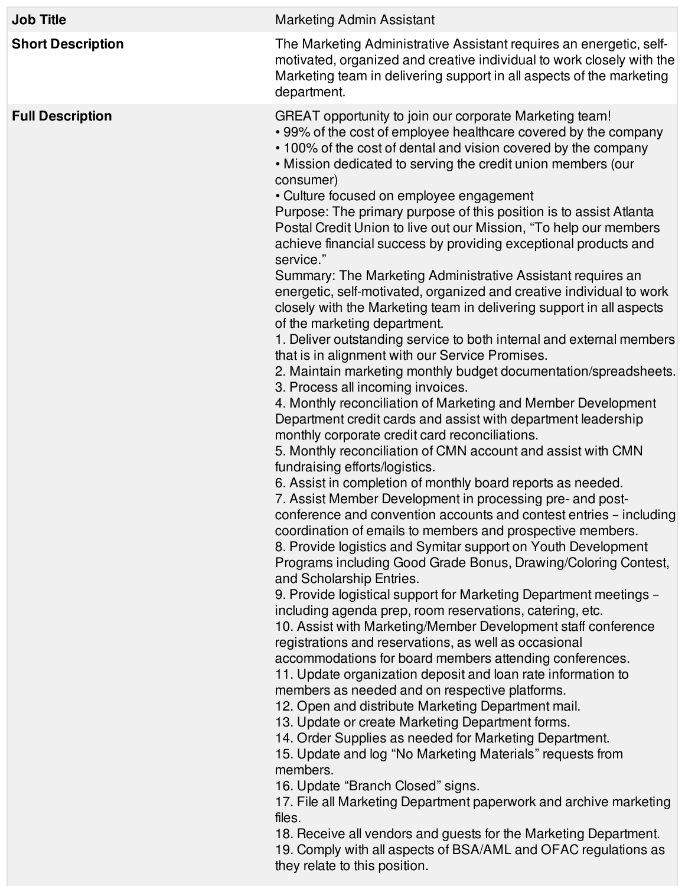| Job Title | Marketing Admin Assistant |
| --- | --- |
| **Short Description** | The Marketing Administrative Assistant requires an energetic, self-motivated, organized and creative individual to work closely with the Marketing team in delivering support in all aspects of the marketing department. |
| **Full Description** | GREAT opportunity to join our corporate Marketing team!<br>• 99% of the cost of employee healthcare covered by the company<br>• 100% of the cost of dental and vision covered by the company<br>• Mission dedicated to serving the credit union members (our consumer)<br>• Culture focused on employee engagement<br>Purpose: The primary purpose of this position is to assist Atlanta Postal Credit Union to live out our Mission, "To help our members achieve financial success by providing exceptional products and service."<br>Summary: The Marketing Administrative Assistant requires an energetic, self-motivated, organized and creative individual to work closely with the Marketing team in delivering support in all aspects of the marketing department.<br>1. Deliver outstanding service to both internal and external members that is in alignment with our Service Promises.<br>2. Maintain marketing monthly budget documentation/spreadsheets.<br>3. Process all incoming invoices.<br>4. Monthly reconciliation of Marketing and Member Development Department credit cards and assist with department leadership monthly corporate credit card reconciliations.<br>5. Monthly reconciliation of CMN account and assist with CMN fundraising efforts/logistics.<br>6. Assist in completion of monthly board reports as needed.<br>7. Assist Member Development in processing pre- and post-conference and convention accounts and contest entries – including coordination of emails to members and prospective members.<br>8. Provide logistics and Symitar support on Youth Development Programs including Good Grade Bonus, Drawing/Coloring Contest, and Scholarship Entries.<br>9. Provide logistical support for Marketing Department meetings – including agenda prep, room reservations, catering, etc.<br>10. Assist with Marketing/Member Development staff conference registrations and reservations, as well as occasional accommodations for board members attending conferences.<br>11. Update organization deposit and loan rate information to members as needed and on respective platforms.<br>12. Open and distribute Marketing Department mail.<br>13. Update or create Marketing Department forms.<br>14. Order Supplies as needed for Marketing Department.<br>15. Update and log "No Marketing Materials" requests from members.<br>16. Update "Branch Closed" signs.<br>17. File all Marketing Department paperwork and archive marketing files.<br>18. Receive all vendors and guests for the Marketing Department.<br>19. Comply with all aspects of BSA/AML and OFAC regulations as they relate to this position. |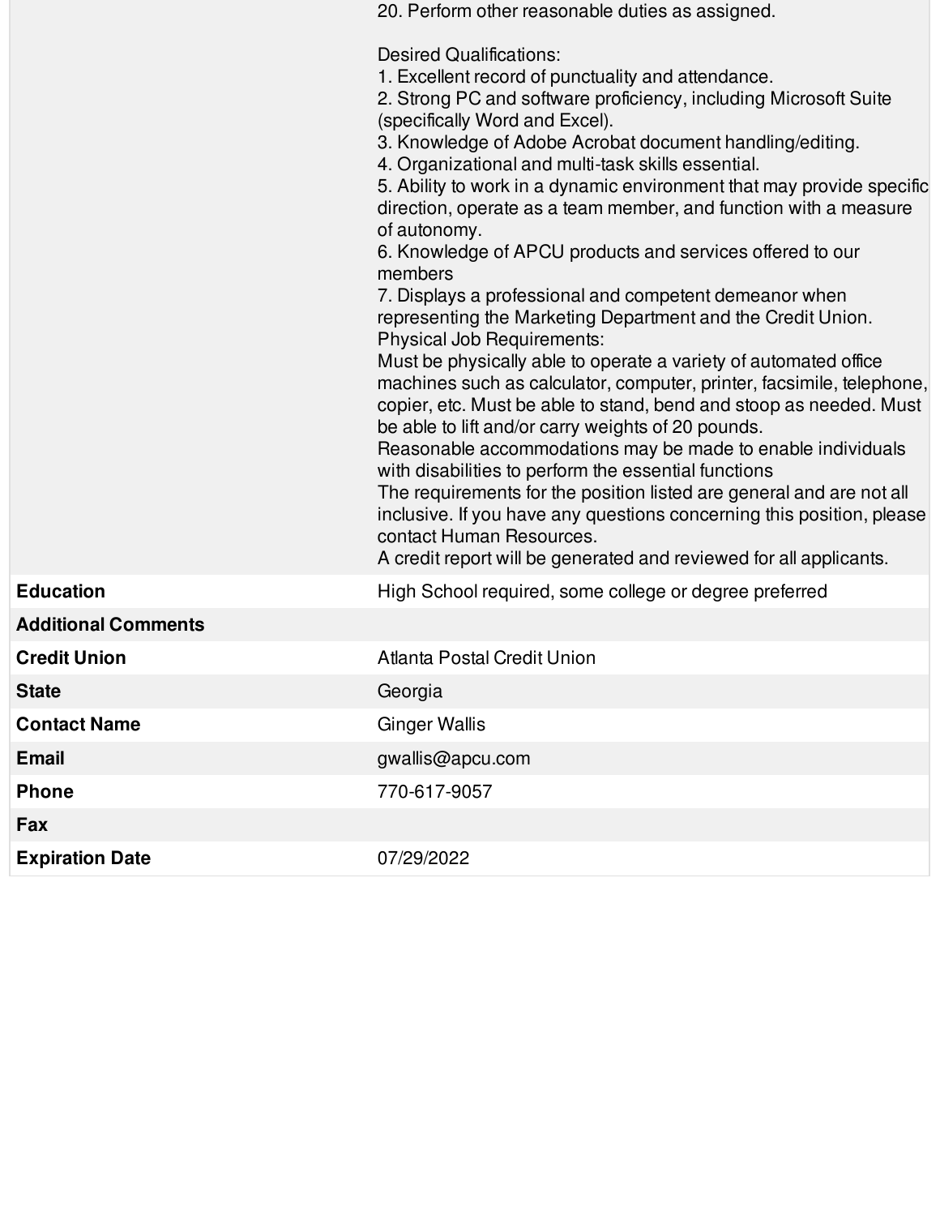| | |
|---|---|
| | 20. Perform other reasonable duties as assigned.<br><br>Desired Qualifications:<br>1. Excellent record of punctuality and attendance.<br>2. Strong PC and software proficiency, including Microsoft Suite (specifically Word and Excel).<br>3. Knowledge of Adobe Acrobat document handling/editing.<br>4. Organizational and multi-task skills essential.<br>5. Ability to work in a dynamic environment that may provide specific direction, operate as a team member, and function with a measure of autonomy.<br>6. Knowledge of APCU products and services offered to our members<br>7. Displays a professional and competent demeanor when representing the Marketing Department and the Credit Union.<br>Physical Job Requirements:<br>Must be physically able to operate a variety of automated office machines such as calculator, computer, printer, facsimile, telephone, copier, etc. Must be able to stand, bend and stoop as needed. Must be able to lift and/or carry weights of 20 pounds.<br>Reasonable accommodations may be made to enable individuals with disabilities to perform the essential functions<br>The requirements for the position listed are general and are not all inclusive. If you have any questions concerning this position, please contact Human Resources.<br>A credit report will be generated and reviewed for all applicants. |
| **Education** | High School required, some college or degree preferred |
| **Additional Comments** | |
| **Credit Union** | Atlanta Postal Credit Union |
| **State** | Georgia |
| **Contact Name** | Ginger Wallis |
| **Email** | gwallis@apcu.com |
| **Phone** | 770-617-9057 |
| **Fax** | |
| **Expiration Date** | 07/29/2022 |